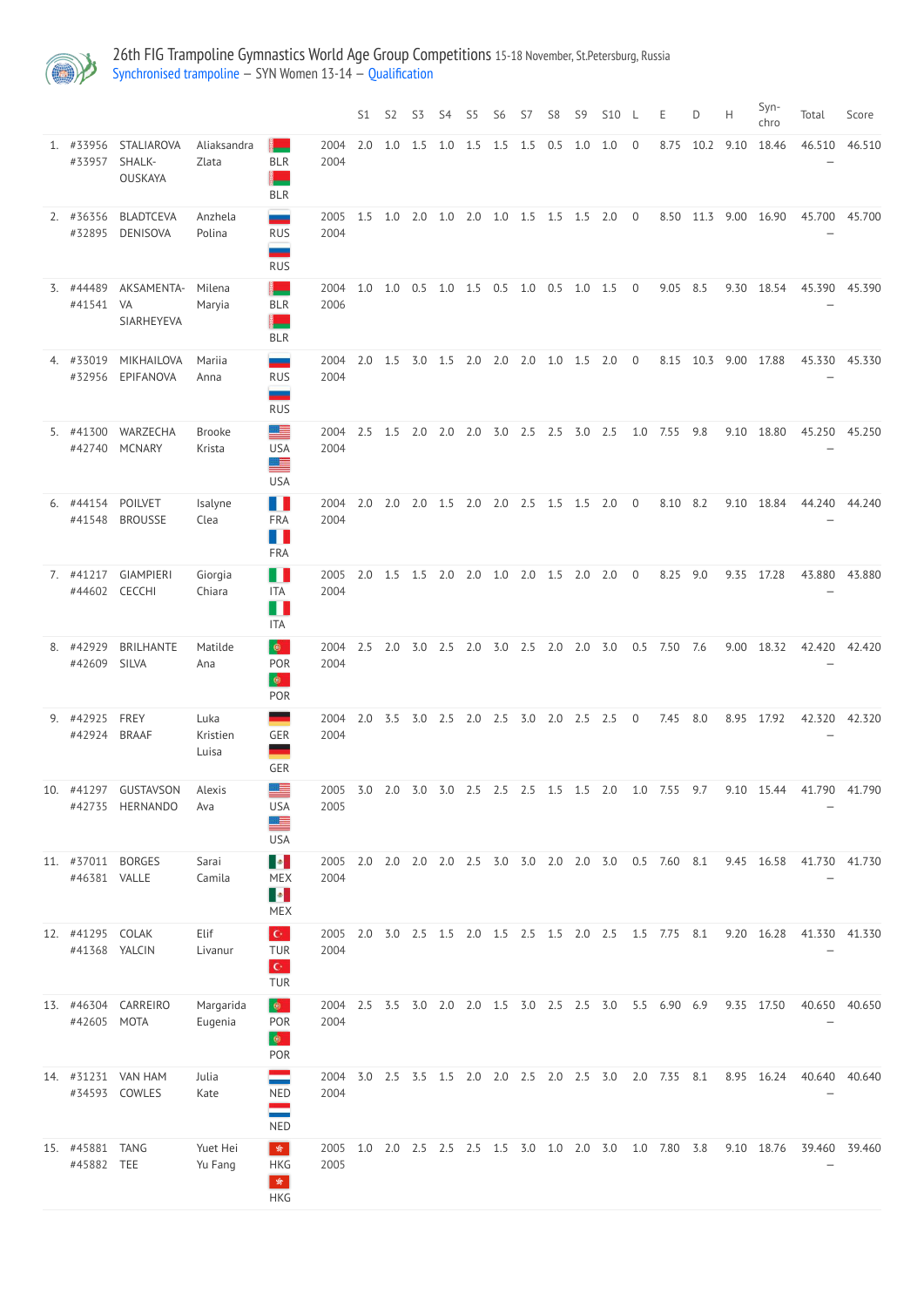# 26th FIG Trampoline Gymnastics World Age Group Competitions 15-18 November, St.Petersburg, Russia

Synchronised trampoline – SYN Women 13-14 – Qualification

| | | | | | | S1 | S2 | S3 | S4 | S5 | S6 | S7 | S8 | S9 | S10 | L | E | D | H | Syn-chro | Total | Score |
|---|---|---|---|---|---|---|---|---|---|---|---|---|---|---|---|---|---|---|---|---|---|---|
| 1. | #33956<br>#33957 | STALIAROVA<br>SHALK-OUSKAYA | Aliaksandra<br>Zlata | BLR<br>BLR | 2004<br>2004 | 2.0 | 1.0 | 1.5 | 1.0 | 1.5 | 1.5 | 1.5 | 0.5 | 1.0 | 1.0 | 0 | 8.75 | 10.2 | 9.10 | 18.46 | 46.510<br>– | 46.510 |
| 2. | #36356<br>#32895 | BLADTCEVA<br>DENISOVA | Anzhela<br>Polina | RUS<br>RUS | 2005<br>2004 | 1.5 | 1.0 | 2.0 | 1.0 | 2.0 | 1.0 | 1.5 | 1.5 | 1.5 | 2.0 | 0 | 8.50 | 11.3 | 9.00 | 16.90 | 45.700<br>– | 45.700 |
| 3. | #44489<br>#41541 | AKSAMENTA-VA<br>SIARHEYEVA | Milena<br>Maryia | BLR<br>BLR | 2004<br>2006 | 1.0 | 1.0 | 0.5 | 1.0 | 1.5 | 0.5 | 1.0 | 0.5 | 1.0 | 1.5 | 0 | 9.05 | 8.5 | 9.30 | 18.54 | 45.390<br>– | 45.390 |
| 4. | #33019<br>#32956 | MIKHAILOVA<br>EPIFANOVA | Mariia<br>Anna | RUS<br>RUS | 2004<br>2004 | 2.0 | 1.5 | 3.0 | 1.5 | 2.0 | 2.0 | 2.0 | 1.0 | 1.5 | 2.0 | 0 | 8.15 | 10.3 | 9.00 | 17.88 | 45.330<br>– | 45.330 |
| 5. | #41300<br>#42740 | WARZECHA<br>MCNARY | Brooke<br>Krista | USA<br>USA | 2004<br>2004 | 2.5 | 1.5 | 2.0 | 2.0 | 2.0 | 3.0 | 2.5 | 2.5 | 3.0 | 2.5 | 1.0 | 7.55 | 9.8 | 9.10 | 18.80 | 45.250<br>– | 45.250 |
| 6. | #44154<br>#41548 | POILVET<br>BROUSSE | Isalyne<br>Clea | FRA<br>FRA | 2004<br>2004 | 2.0 | 2.0 | 2.0 | 1.5 | 2.0 | 2.0 | 2.5 | 1.5 | 1.5 | 2.0 | 0 | 8.10 | 8.2 | 9.10 | 18.84 | 44.240<br>– | 44.240 |
| 7. | #41217<br>#44602 | GIAMPIERI<br>CECCHI | Giorgia<br>Chiara | ITA<br>ITA | 2005<br>2004 | 2.0 | 1.5 | 1.5 | 2.0 | 2.0 | 1.0 | 2.0 | 1.5 | 2.0 | 2.0 | 0 | 8.25 | 9.0 | 9.35 | 17.28 | 43.880<br>– | 43.880 |
| 8. | #42929<br>#42609 | BRILHANTE<br>SILVA | Matilde<br>Ana | POR<br>POR | 2004<br>2004 | 2.5 | 2.0 | 3.0 | 2.5 | 2.0 | 3.0 | 2.5 | 2.0 | 2.0 | 3.0 | 0.5 | 7.50 | 7.6 | 9.00 | 18.32 | 42.420<br>– | 42.420 |
| 9. | #42925<br>#42924 | FREY<br>BRAAF | Luka<br>Kristien Luisa | GER<br>GER | 2004<br>2004 | 2.0 | 3.5 | 3.0 | 2.5 | 2.0 | 2.5 | 3.0 | 2.0 | 2.5 | 2.5 | 0 | 7.45 | 8.0 | 8.95 | 17.92 | 42.320<br>– | 42.320 |
| 10. | #41297<br>#42735 | GUSTAVSON<br>HERNANDO | Alexis<br>Ava | USA<br>USA | 2005<br>2005 | 3.0 | 2.0 | 3.0 | 3.0 | 2.5 | 2.5 | 2.5 | 1.5 | 1.5 | 2.0 | 1.0 | 7.55 | 9.7 | 9.10 | 15.44 | 41.790<br>– | 41.790 |
| 11. | #37011<br>#46381 | BORGES<br>VALLE | Sarai<br>Camila | MEX<br>MEX | 2005<br>2004 | 2.0 | 2.0 | 2.0 | 2.0 | 2.5 | 3.0 | 3.0 | 2.0 | 2.0 | 3.0 | 0.5 | 7.60 | 8.1 | 9.45 | 16.58 | 41.730<br>– | 41.730 |
| 12. | #41295<br>#41368 | COLAK<br>YALCIN | Elif<br>Livanur | TUR<br>TUR | 2005<br>2004 | 2.0 | 3.0 | 2.5 | 1.5 | 2.0 | 1.5 | 2.5 | 1.5 | 2.0 | 2.5 | 1.5 | 7.75 | 8.1 | 9.20 | 16.28 | 41.330<br>– | 41.330 |
| 13. | #46304<br>#42605 | CARREIRO<br>MOTA | Margarida<br>Eugenia | POR<br>POR | 2004<br>2004 | 2.5 | 3.5 | 3.0 | 2.0 | 2.0 | 1.5 | 3.0 | 2.5 | 2.5 | 3.0 | 5.5 | 6.90 | 6.9 | 9.35 | 17.50 | 40.650<br>– | 40.650 |
| 14. | #31231<br>#34593 | VAN HAM<br>COWLES | Julia<br>Kate | NED<br>NED | 2004<br>2004 | 3.0 | 2.5 | 3.5 | 1.5 | 2.0 | 2.0 | 2.5 | 2.0 | 2.5 | 3.0 | 2.0 | 7.35 | 8.1 | 8.95 | 16.24 | 40.640<br>– | 40.640 |
| 15. | #45881<br>#45882 | TANG<br>TEE | Yuet Hei<br>Yu Fang | HKG<br>HKG | 2005<br>2005 | 1.0 | 2.0 | 2.5 | 2.5 | 2.5 | 1.5 | 3.0 | 1.0 | 2.0 | 3.0 | 1.0 | 7.80 | 3.8 | 9.10 | 18.76 | 39.460<br>– | 39.460 |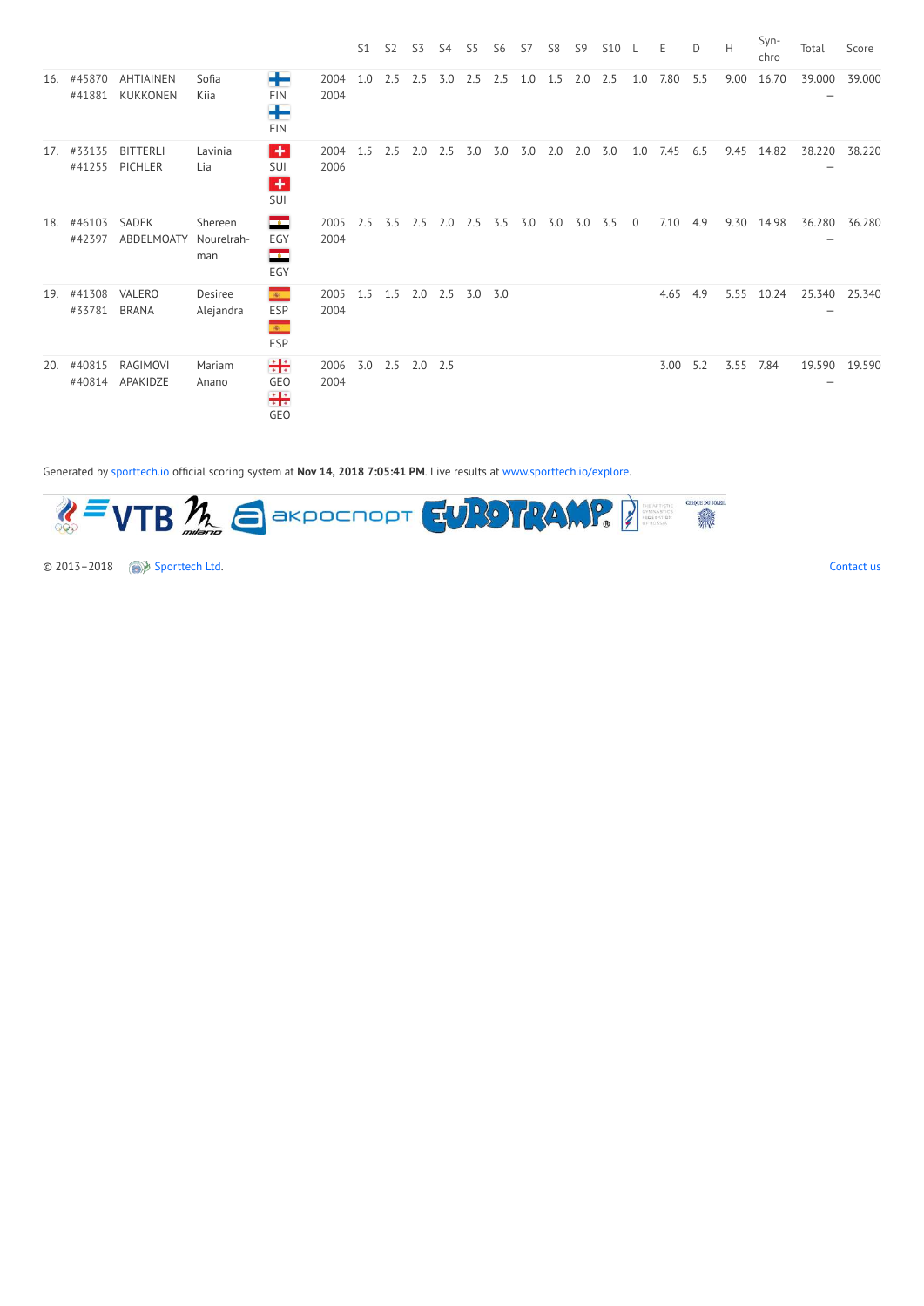| | | | | | | S1 | S2 | S3 | S4 | S5 | S6 | S7 | S8 | S9 | S10 | L | E | D | H | Syn-chro | Total | Score |
|---|---|---|---|---|---|---|---|---|---|---|---|---|---|---|---|---|---|---|---|---|---|---|
| 16. | #45870 #41881 | AHTIAINEN KUKKONEN | Sofia Kiia | FIN FIN | 2004 2004 | 1.0 | 2.5 | 2.5 | 3.0 | 2.5 | 2.5 | 1.0 | 1.5 | 2.0 | 2.5 | 1.0 | 7.80 | 5.5 | 9.00 | 16.70 | 39.000 – | 39.000 |
| 17. | #33135 #41255 | BITTERLI PICHLER | Lavinia Lia | SUI SUI | 2004 2006 | 1.5 | 2.5 | 2.0 | 2.5 | 3.0 | 3.0 | 3.0 | 2.0 | 2.0 | 3.0 | 1.0 | 7.45 | 6.5 | 9.45 | 14.82 | 38.220 – | 38.220 |
| 18. | #46103 #42397 | SADEK ABDELMOATY | Shereen Nourelrah-man | EGY EGY | 2005 2004 | 2.5 | 3.5 | 2.5 | 2.0 | 2.5 | 3.5 | 3.0 | 3.0 | 3.0 | 3.5 | 0 | 7.10 | 4.9 | 9.30 | 14.98 | 36.280 – | 36.280 |
| 19. | #41308 #33781 | VALERO BRANA | Desiree Alejandra | ESP ESP | 2005 2004 | 1.5 | 1.5 | 2.0 | 2.5 | 3.0 | 3.0 | | | | | | 4.65 | 4.9 | 5.55 | 10.24 | 25.340 – | 25.340 |
| 20. | #40815 #40814 | RAGIMOVI APAKIDZE | Mariam Anano | GEO GEO | 2006 2004 | 3.0 | 2.5 | 2.0 | 2.5 | | | | | | | | 3.00 | 5.2 | 3.55 | 7.84 | 19.590 – | 19.590 |

Generated by sporttech.io official scoring system at **Nov 14, 2018 7:05:41 PM**. Live results at www.sporttech.io/explore.

© 2013–2018 Sporttech Ltd.

Contact us